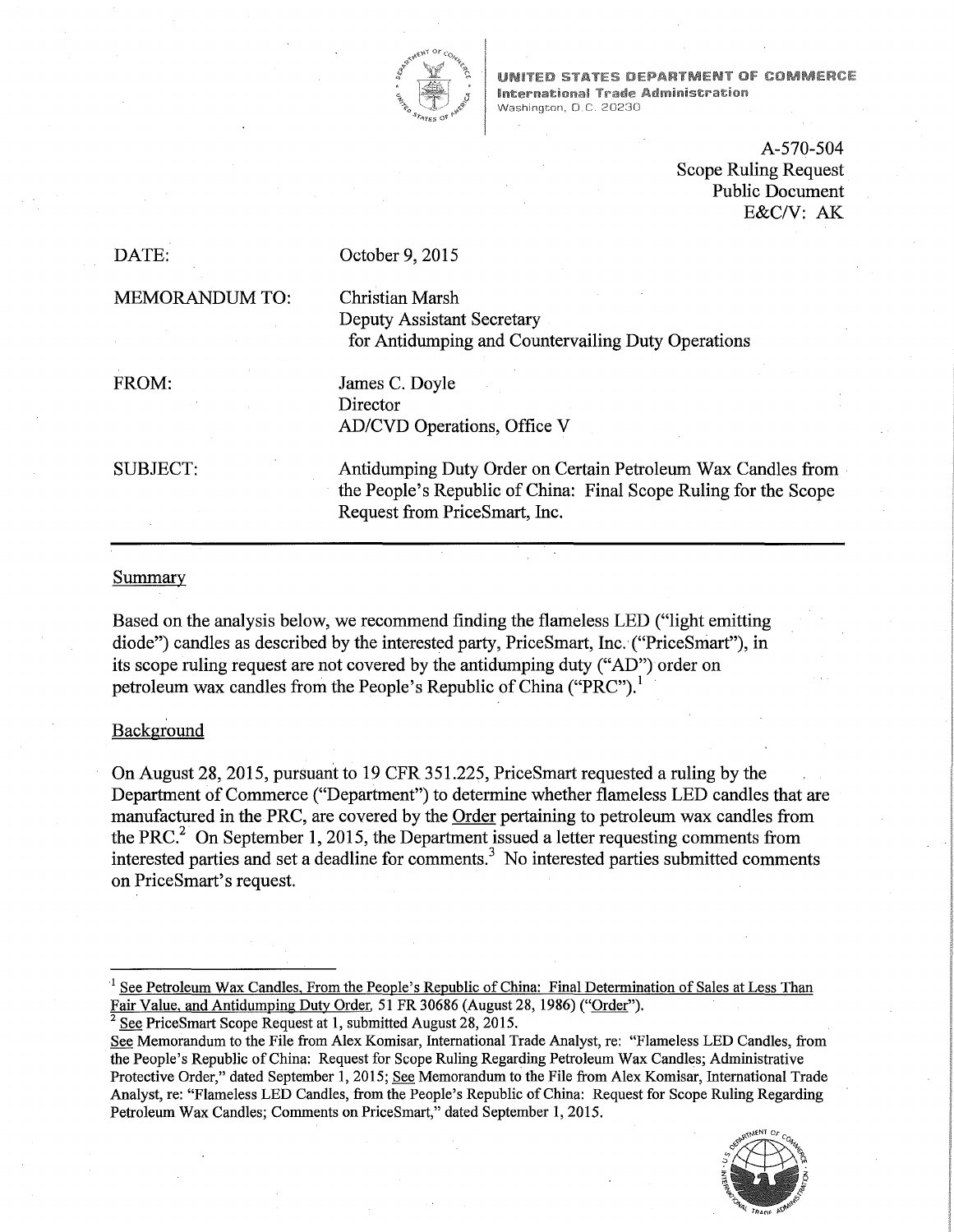**UNITED STATES DEPARTMENT OF COMMERCE**
**International Trade Administration**
Washington, D.C. 20230

A-570-504
Scope Ruling Request
Public Document
E&C/V: AK

DATE: October 9, 2015

MEMORANDUM TO: Christian Marsh
Deputy Assistant Secretary
for Antidumping and Countervailing Duty Operations

FROM: James C. Doyle
Director
AD/CVD Operations, Office V

SUBJECT: Antidumping Duty Order on Certain Petroleum Wax Candles from the People's Republic of China: Final Scope Ruling for the Scope Request from PriceSmart, Inc.

---

## Summary

Based on the analysis below, we recommend finding the flameless LED ("light emitting diode") candles as described by the interested party, PriceSmart, Inc. ("PriceSmart"), in its scope ruling request are not covered by the antidumping duty ("AD") order on petroleum wax candles from the People's Republic of China ("PRC").[1]

## Background

On August 28, 2015, pursuant to 19 CFR 351.225, PriceSmart requested a ruling by the Department of Commerce ("Department") to determine whether flameless LED candles that are manufactured in the PRC, are covered by the Order pertaining to petroleum wax candles from the PRC.[2] On September 1, 2015, the Department issued a letter requesting comments from interested parties and set a deadline for comments.[3] No interested parties submitted comments on PriceSmart's request.

---

[1] See Petroleum Wax Candles, From the People's Republic of China: Final Determination of Sales at Less Than Fair Value, and Antidumping Duty Order, 51 FR 30686 (August 28, 1986) ("Order").

[2] See PriceSmart Scope Request at 1, submitted August 28, 2015.

See Memorandum to the File from Alex Komisar, International Trade Analyst, re: "Flameless LED Candles, from the People's Republic of China: Request for Scope Ruling Regarding Petroleum Wax Candles; Administrative Protective Order," dated September 1, 2015; See Memorandum to the File from Alex Komisar, International Trade Analyst, re: "Flameless LED Candles, from the People's Republic of China: Request for Scope Ruling Regarding Petroleum Wax Candles; Comments on PriceSmart," dated September 1, 2015.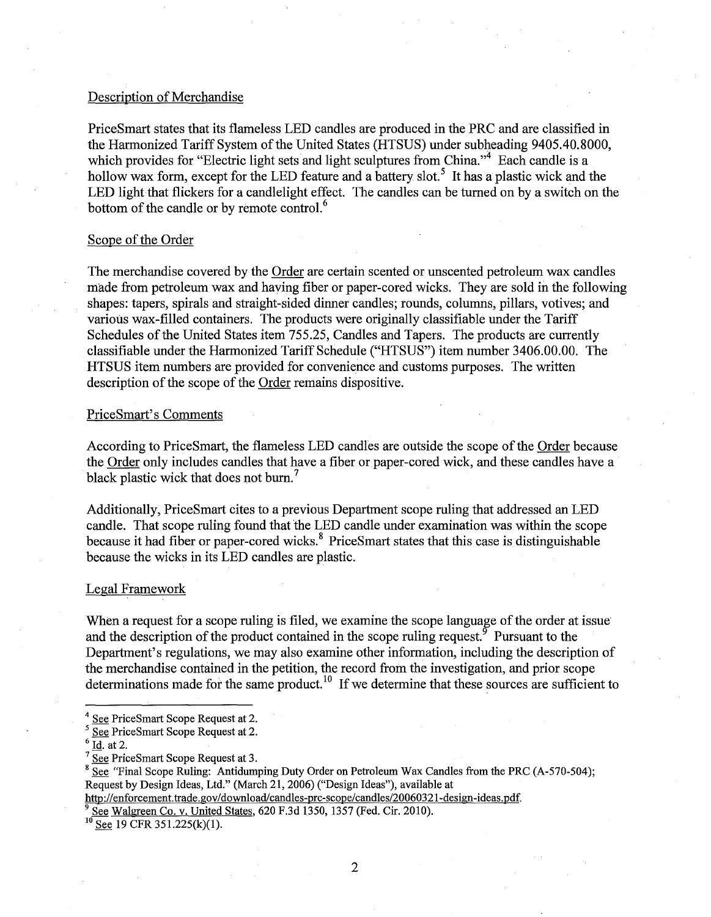Description of Merchandise

PriceSmart states that its flameless LED candles are produced in the PRC and are classified in the Harmonized Tariff System of the United States (HTSUS) under subheading 9405.40.8000, which provides for "Electric light sets and light sculptures from China."[4] Each candle is a hollow wax form, except for the LED feature and a battery slot.[5] It has a plastic wick and the LED light that flickers for a candlelight effect. The candles can be turned on by a switch on the bottom of the candle or by remote control.[6]

Scope of the Order

The merchandise covered by the Order are certain scented or unscented petroleum wax candles made from petroleum wax and having fiber or paper-cored wicks. They are sold in the following shapes: tapers, spirals and straight-sided dinner candles; rounds, columns, pillars, votives; and various wax-filled containers. The products were originally classifiable under the Tariff Schedules of the United States item 755.25, Candles and Tapers. The products are currently classifiable under the Harmonized Tariff Schedule ("HTSUS") item number 3406.00.00. The HTSUS item numbers are provided for convenience and customs purposes. The written description of the scope of the Order remains dispositive.

PriceSmart's Comments

According to PriceSmart, the flameless LED candles are outside the scope of the Order because the Order only includes candles that have a fiber or paper-cored wick, and these candles have a black plastic wick that does not burn.[7]

Additionally, PriceSmart cites to a previous Department scope ruling that addressed an LED candle. That scope ruling found that the LED candle under examination was within the scope because it had fiber or paper-cored wicks.[8] PriceSmart states that this case is distinguishable because the wicks in its LED candles are plastic.

Legal Framework

When a request for a scope ruling is filed, we examine the scope language of the order at issue and the description of the product contained in the scope ruling request.[9] Pursuant to the Department's regulations, we may also examine other information, including the description of the merchandise contained in the petition, the record from the investigation, and prior scope determinations made for the same product.[10] If we determine that these sources are sufficient to

---

[4] See PriceSmart Scope Request at 2.

[5] See PriceSmart Scope Request at 2.

[6] Id. at 2.

[7] See PriceSmart Scope Request at 3.

[8] See "Final Scope Ruling: Antidumping Duty Order on Petroleum Wax Candles from the PRC (A-570-504); Request by Design Ideas, Ltd." (March 21, 2006) ("Design Ideas"), available at http://enforcement.trade.gov/download/candles-prc-scope/candles/20060321-design-ideas.pdf.

[9] See Walgreen Co. v. United States, 620 F.3d 1350, 1357 (Fed. Cir. 2010).

[10] See 19 CFR 351.225(k)(1).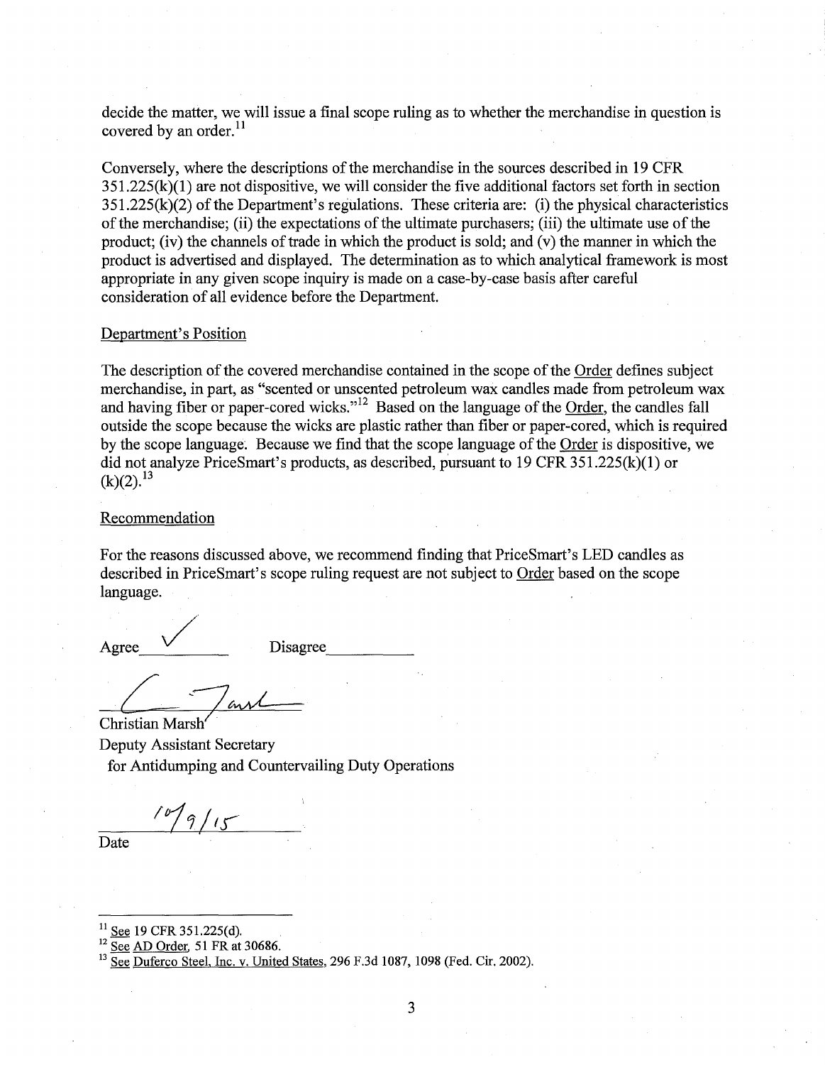decide the matter, we will issue a final scope ruling as to whether the merchandise in question is covered by an order.[11]

Conversely, where the descriptions of the merchandise in the sources described in 19 CFR 351.225(k)(1) are not dispositive, we will consider the five additional factors set forth in section 351.225(k)(2) of the Department's regulations. These criteria are: (i) the physical characteristics of the merchandise; (ii) the expectations of the ultimate purchasers; (iii) the ultimate use of the product; (iv) the channels of trade in which the product is sold; and (v) the manner in which the product is advertised and displayed. The determination as to which analytical framework is most appropriate in any given scope inquiry is made on a case-by-case basis after careful consideration of all evidence before the Department.

Department's Position

The description of the covered merchandise contained in the scope of the Order defines subject merchandise, in part, as "scented or unscented petroleum wax candles made from petroleum wax and having fiber or paper-cored wicks."[12] Based on the language of the Order, the candles fall outside the scope because the wicks are plastic rather than fiber or paper-cored, which is required by the scope language. Because we find that the scope language of the Order is dispositive, we did not analyze PriceSmart's products, as described, pursuant to 19 CFR 351.225(k)(1) or (k)(2).[13]

Recommendation

For the reasons discussed above, we recommend finding that PriceSmart's LED candles as described in PriceSmart's scope ruling request are not subject to Order based on the scope language.

Agree ✓ Disagree ______

Christian Marsh
Deputy Assistant Secretary
for Antidumping and Countervailing Duty Operations

10/9/15
Date

---

[11] See 19 CFR 351.225(d).

[12] See AD Order, 51 FR at 30686.

[13] See Duferco Steel, Inc. v. United States, 296 F.3d 1087, 1098 (Fed. Cir. 2002).